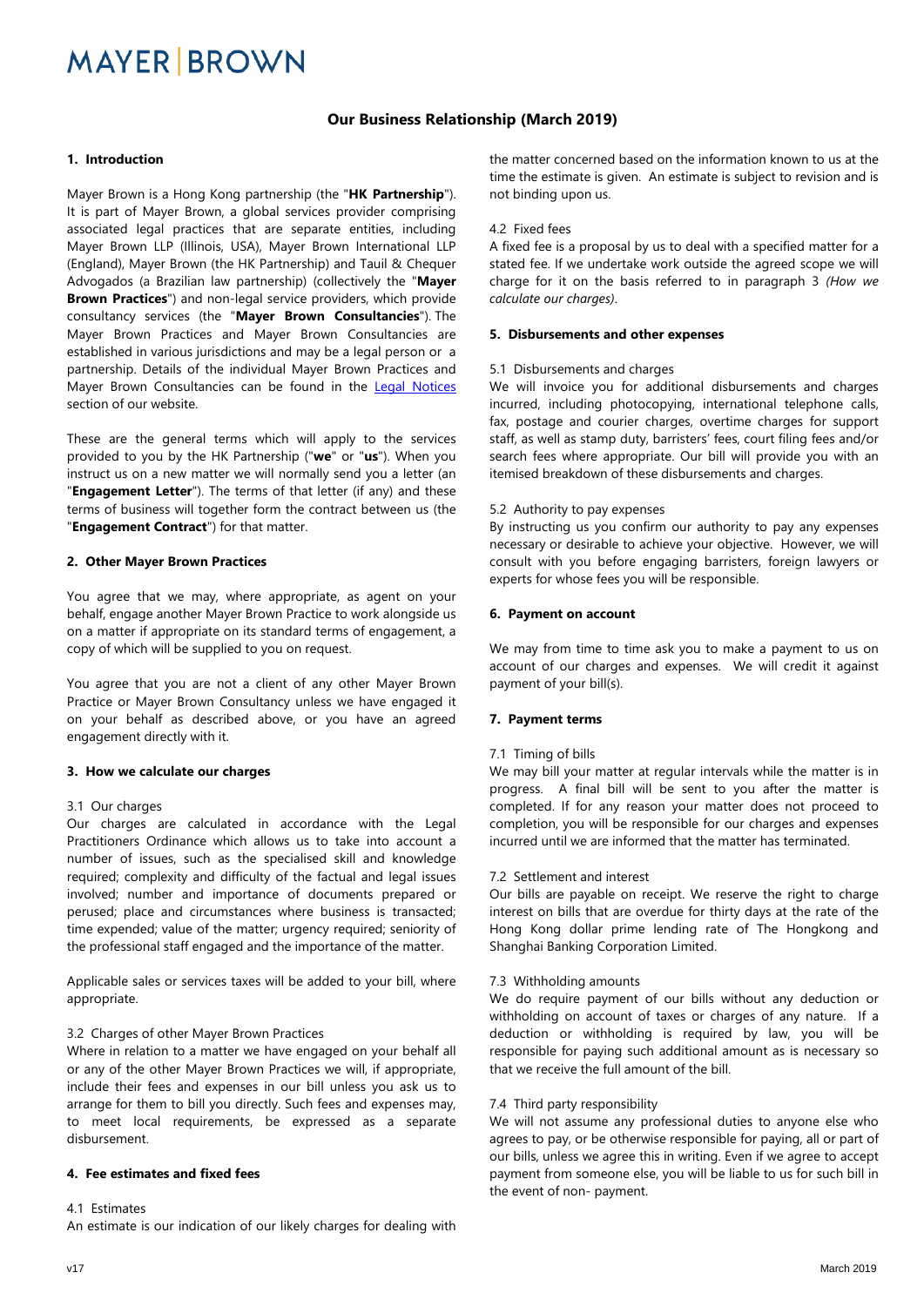# MAYER | BROWN

## Our Business Relationship (March 2019)

### 1. Introduction

Mayer Brown is a Hong Kong partnership (the "**HK Partnership**"). It is part of Mayer Brown, a global services provider comprising associated legal practices that are separate entities, including Mayer Brown LLP (Illinois, USA), Mayer Brown International LLP (England), Mayer Brown (the HK Partnership) and Tauil & Chequer Advogados (a Brazilian law partnership) (collectively the "**Mayer Brown Practices**") and non-legal service providers, which provide consultancy services (the "**Mayer Brown Consultancies**"). The Mayer Brown Practices and Mayer Brown Consultancies are established in various jurisdictions and may be a legal person or a partnership. Details of the individual Mayer Brown Practices and Mayer Brown Consultancies can be found in the Legal Notices section of our website.

These are the general terms which will apply to the services provided to you by the HK Partnership ("**we**" or "**us**"). When you instruct us on a new matter we will normally send you a letter (an "**Engagement Letter**"). The terms of that letter (if any) and these terms of business will together form the contract between us (the "**Engagement Contract**") for that matter.

### 2. Other Mayer Brown Practices

You agree that we may, where appropriate, as agent on your behalf, engage another Mayer Brown Practice to work alongside us on a matter if appropriate on its standard terms of engagement, a copy of which will be supplied to you on request.

You agree that you are not a client of any other Mayer Brown Practice or Mayer Brown Consultancy unless we have engaged it on your behalf as described above, or you have an agreed engagement directly with it.

### 3. How we calculate our charges

3.1 Our charges

Our charges are calculated in accordance with the Legal Practitioners Ordinance which allows us to take into account a number of issues, such as the specialised skill and knowledge required; complexity and difficulty of the factual and legal issues involved; number and importance of documents prepared or perused; place and circumstances where business is transacted; time expended; value of the matter; urgency required; seniority of the professional staff engaged and the importance of the matter.

Applicable sales or services taxes will be added to your bill, where appropriate.

3.2 Charges of other Mayer Brown Practices

Where in relation to a matter we have engaged on your behalf all or any of the other Mayer Brown Practices we will, if appropriate, include their fees and expenses in our bill unless you ask us to arrange for them to bill you directly. Such fees and expenses may, to meet local requirements, be expressed as a separate disbursement.

### 4. Fee estimates and fixed fees

4.1 Estimates

An estimate is our indication of our likely charges for dealing with the matter concerned based on the information known to us at the time the estimate is given. An estimate is subject to revision and is not binding upon us.

4.2 Fixed fees

A fixed fee is a proposal by us to deal with a specified matter for a stated fee. If we undertake work outside the agreed scope we will charge for it on the basis referred to in paragraph 3 *(How we calculate our charges)*.

### 5. Disbursements and other expenses

5.1 Disbursements and charges

We will invoice you for additional disbursements and charges incurred, including photocopying, international telephone calls, fax, postage and courier charges, overtime charges for support staff, as well as stamp duty, barristers' fees, court filing fees and/or search fees where appropriate. Our bill will provide you with an itemised breakdown of these disbursements and charges.

5.2 Authority to pay expenses

By instructing us you confirm our authority to pay any expenses necessary or desirable to achieve your objective. However, we will consult with you before engaging barristers, foreign lawyers or experts for whose fees you will be responsible.

### 6. Payment on account

We may from time to time ask you to make a payment to us on account of our charges and expenses. We will credit it against payment of your bill(s).

### 7. Payment terms

7.1 Timing of bills

We may bill your matter at regular intervals while the matter is in progress. A final bill will be sent to you after the matter is completed. If for any reason your matter does not proceed to completion, you will be responsible for our charges and expenses incurred until we are informed that the matter has terminated.

7.2 Settlement and interest

Our bills are payable on receipt. We reserve the right to charge interest on bills that are overdue for thirty days at the rate of the Hong Kong dollar prime lending rate of The Hongkong and Shanghai Banking Corporation Limited.

7.3 Withholding amounts

We do require payment of our bills without any deduction or withholding on account of taxes or charges of any nature. If a deduction or withholding is required by law, you will be responsible for paying such additional amount as is necessary so that we receive the full amount of the bill.

7.4 Third party responsibility

We will not assume any professional duties to anyone else who agrees to pay, or be otherwise responsible for paying, all or part of our bills, unless we agree this in writing. Even if we agree to accept payment from someone else, you will be liable to us for such bill in the event of non- payment.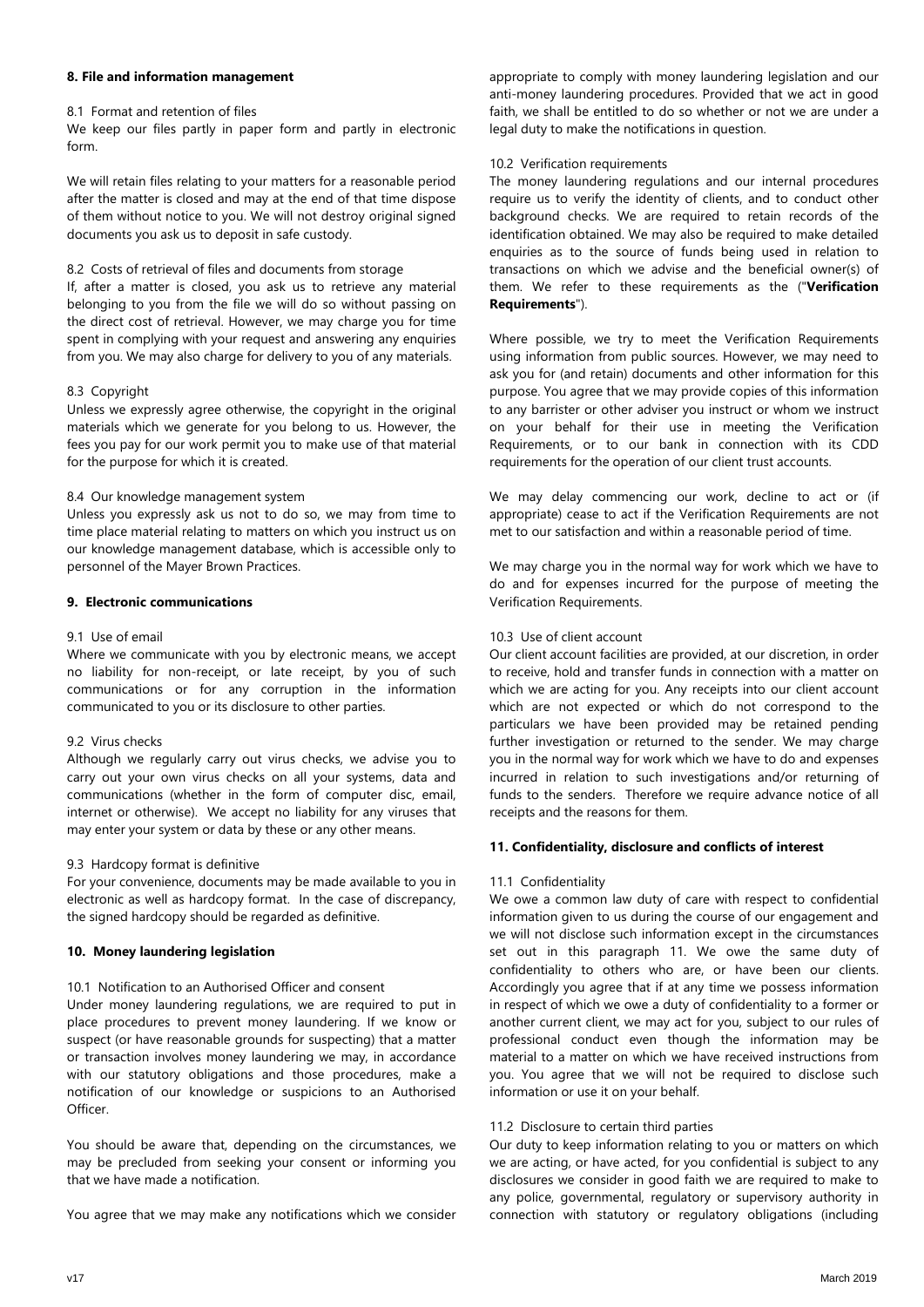**8. File and information management**

8.1 Format and retention of files

We keep our files partly in paper form and partly in electronic form.

We will retain files relating to your matters for a reasonable period after the matter is closed and may at the end of that time dispose of them without notice to you. We will not destroy original signed documents you ask us to deposit in safe custody.

8.2 Costs of retrieval of files and documents from storage

If, after a matter is closed, you ask us to retrieve any material belonging to you from the file we will do so without passing on the direct cost of retrieval. However, we may charge you for time spent in complying with your request and answering any enquiries from you. We may also charge for delivery to you of any materials.

8.3 Copyright

Unless we expressly agree otherwise, the copyright in the original materials which we generate for you belong to us. However, the fees you pay for our work permit you to make use of that material for the purpose for which it is created.

8.4 Our knowledge management system

Unless you expressly ask us not to do so, we may from time to time place material relating to matters on which you instruct us on our knowledge management database, which is accessible only to personnel of the Mayer Brown Practices.

**9. Electronic communications**

9.1 Use of email

Where we communicate with you by electronic means, we accept no liability for non-receipt, or late receipt, by you of such communications or for any corruption in the information communicated to you or its disclosure to other parties.

9.2 Virus checks

Although we regularly carry out virus checks, we advise you to carry out your own virus checks on all your systems, data and communications (whether in the form of computer disc, email, internet or otherwise). We accept no liability for any viruses that may enter your system or data by these or any other means.

9.3 Hardcopy format is definitive

For your convenience, documents may be made available to you in electronic as well as hardcopy format. In the case of discrepancy, the signed hardcopy should be regarded as definitive.

**10. Money laundering legislation**

10.1 Notification to an Authorised Officer and consent

Under money laundering regulations, we are required to put in place procedures to prevent money laundering. If we know or suspect (or have reasonable grounds for suspecting) that a matter or transaction involves money laundering we may, in accordance with our statutory obligations and those procedures, make a notification of our knowledge or suspicions to an Authorised Officer.

You should be aware that, depending on the circumstances, we may be precluded from seeking your consent or informing you that we have made a notification.

You agree that we may make any notifications which we consider appropriate to comply with money laundering legislation and our anti-money laundering procedures. Provided that we act in good faith, we shall be entitled to do so whether or not we are under a legal duty to make the notifications in question.

10.2 Verification requirements

The money laundering regulations and our internal procedures require us to verify the identity of clients, and to conduct other background checks. We are required to retain records of the identification obtained. We may also be required to make detailed enquiries as to the source of funds being used in relation to transactions on which we advise and the beneficial owner(s) of them. We refer to these requirements as the ("**Verification Requirements**").

Where possible, we try to meet the Verification Requirements using information from public sources. However, we may need to ask you for (and retain) documents and other information for this purpose. You agree that we may provide copies of this information to any barrister or other adviser you instruct or whom we instruct on your behalf for their use in meeting the Verification Requirements, or to our bank in connection with its CDD requirements for the operation of our client trust accounts.

We may delay commencing our work, decline to act or (if appropriate) cease to act if the Verification Requirements are not met to our satisfaction and within a reasonable period of time.

We may charge you in the normal way for work which we have to do and for expenses incurred for the purpose of meeting the Verification Requirements.

10.3 Use of client account

Our client account facilities are provided, at our discretion, in order to receive, hold and transfer funds in connection with a matter on which we are acting for you. Any receipts into our client account which are not expected or which do not correspond to the particulars we have been provided may be retained pending further investigation or returned to the sender. We may charge you in the normal way for work which we have to do and expenses incurred in relation to such investigations and/or returning of funds to the senders. Therefore we require advance notice of all receipts and the reasons for them.

**11. Confidentiality, disclosure and conflicts of interest**

11.1 Confidentiality

We owe a common law duty of care with respect to confidential information given to us during the course of our engagement and we will not disclose such information except in the circumstances set out in this paragraph 11. We owe the same duty of confidentiality to others who are, or have been our clients. Accordingly you agree that if at any time we possess information in respect of which we owe a duty of confidentiality to a former or another current client, we may act for you, subject to our rules of professional conduct even though the information may be material to a matter on which we have received instructions from you. You agree that we will not be required to disclose such information or use it on your behalf.

11.2 Disclosure to certain third parties

Our duty to keep information relating to you or matters on which we are acting, or have acted, for you confidential is subject to any disclosures we consider in good faith we are required to make to any police, governmental, regulatory or supervisory authority in connection with statutory or regulatory obligations (including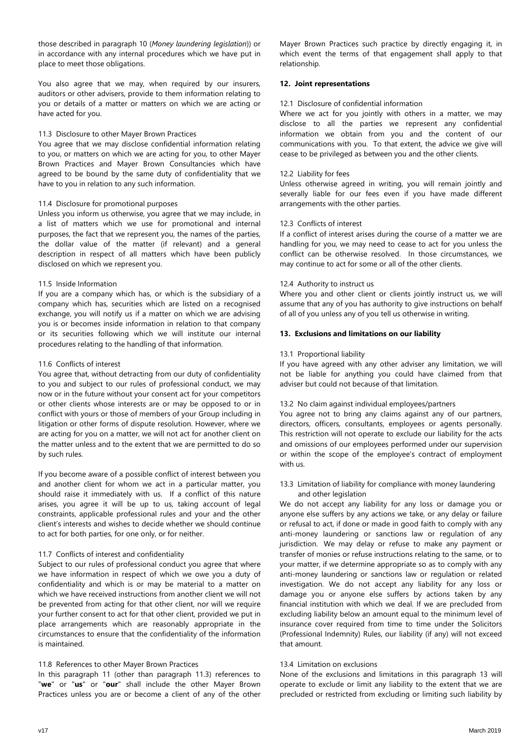those described in paragraph 10 (*Money laundering legislation*)) or in accordance with any internal procedures which we have put in place to meet those obligations.

You also agree that we may, when required by our insurers, auditors or other advisers, provide to them information relating to you or details of a matter or matters on which we are acting or have acted for you.

11.3 Disclosure to other Mayer Brown Practices

You agree that we may disclose confidential information relating to you, or matters on which we are acting for you, to other Mayer Brown Practices and Mayer Brown Consultancies which have agreed to be bound by the same duty of confidentiality that we have to you in relation to any such information.

11.4 Disclosure for promotional purposes

Unless you inform us otherwise, you agree that we may include, in a list of matters which we use for promotional and internal purposes, the fact that we represent you, the names of the parties, the dollar value of the matter (if relevant) and a general description in respect of all matters which have been publicly disclosed on which we represent you.

11.5 Inside Information

If you are a company which has, or which is the subsidiary of a company which has, securities which are listed on a recognised exchange, you will notify us if a matter on which we are advising you is or becomes inside information in relation to that company or its securities following which we will institute our internal procedures relating to the handling of that information.

11.6 Conflicts of interest

You agree that, without detracting from our duty of confidentiality to you and subject to our rules of professional conduct, we may now or in the future without your consent act for your competitors or other clients whose interests are or may be opposed to or in conflict with yours or those of members of your Group including in litigation or other forms of dispute resolution. However, where we are acting for you on a matter, we will not act for another client on the matter unless and to the extent that we are permitted to do so by such rules.

If you become aware of a possible conflict of interest between you and another client for whom we act in a particular matter, you should raise it immediately with us. If a conflict of this nature arises, you agree it will be up to us, taking account of legal constraints, applicable professional rules and your and the other client's interests and wishes to decide whether we should continue to act for both parties, for one only, or for neither.

11.7 Conflicts of interest and confidentiality

Subject to our rules of professional conduct you agree that where we have information in respect of which we owe you a duty of confidentiality and which is or may be material to a matter on which we have received instructions from another client we will not be prevented from acting for that other client, nor will we require your further consent to act for that other client, provided we put in place arrangements which are reasonably appropriate in the circumstances to ensure that the confidentiality of the information is maintained.

11.8 References to other Mayer Brown Practices

In this paragraph 11 (other than paragraph 11.3) references to "**we**" or "**us**" or "**our**" shall include the other Mayer Brown Practices unless you are or become a client of any of the other Mayer Brown Practices such practice by directly engaging it, in which event the terms of that engagement shall apply to that relationship.

**12. Joint representations**

12.1 Disclosure of confidential information

Where we act for you jointly with others in a matter, we may disclose to all the parties we represent any confidential information we obtain from you and the content of our communications with you. To that extent, the advice we give will cease to be privileged as between you and the other clients.

12.2 Liability for fees

Unless otherwise agreed in writing, you will remain jointly and severally liable for our fees even if you have made different arrangements with the other parties.

12.3 Conflicts of interest

If a conflict of interest arises during the course of a matter we are handling for you, we may need to cease to act for you unless the conflict can be otherwise resolved. In those circumstances, we may continue to act for some or all of the other clients.

12.4 Authority to instruct us

Where you and other client or clients jointly instruct us, we will assume that any of you has authority to give instructions on behalf of all of you unless any of you tell us otherwise in writing.

**13. Exclusions and limitations on our liability**

13.1 Proportional liability

If you have agreed with any other adviser any limitation, we will not be liable for anything you could have claimed from that adviser but could not because of that limitation.

13.2 No claim against individual employees/partners

You agree not to bring any claims against any of our partners, directors, officers, consultants, employees or agents personally. This restriction will not operate to exclude our liability for the acts and omissions of our employees performed under our supervision or within the scope of the employee's contract of employment with us.

13.3 Limitation of liability for compliance with money laundering and other legislation

We do not accept any liability for any loss or damage you or anyone else suffers by any actions we take, or any delay or failure or refusal to act, if done or made in good faith to comply with any anti-money laundering or sanctions law or regulation of any jurisdiction. We may delay or refuse to make any payment or transfer of monies or refuse instructions relating to the same, or to your matter, if we determine appropriate so as to comply with any anti-money laundering or sanctions law or regulation or related investigation. We do not accept any liability for any loss or damage you or anyone else suffers by actions taken by any financial institution with which we deal. If we are precluded from excluding liability below an amount equal to the minimum level of insurance cover required from time to time under the Solicitors (Professional Indemnity) Rules, our liability (if any) will not exceed that amount.

13.4 Limitation on exclusions

None of the exclusions and limitations in this paragraph 13 will operate to exclude or limit any liability to the extent that we are precluded or restricted from excluding or limiting such liability by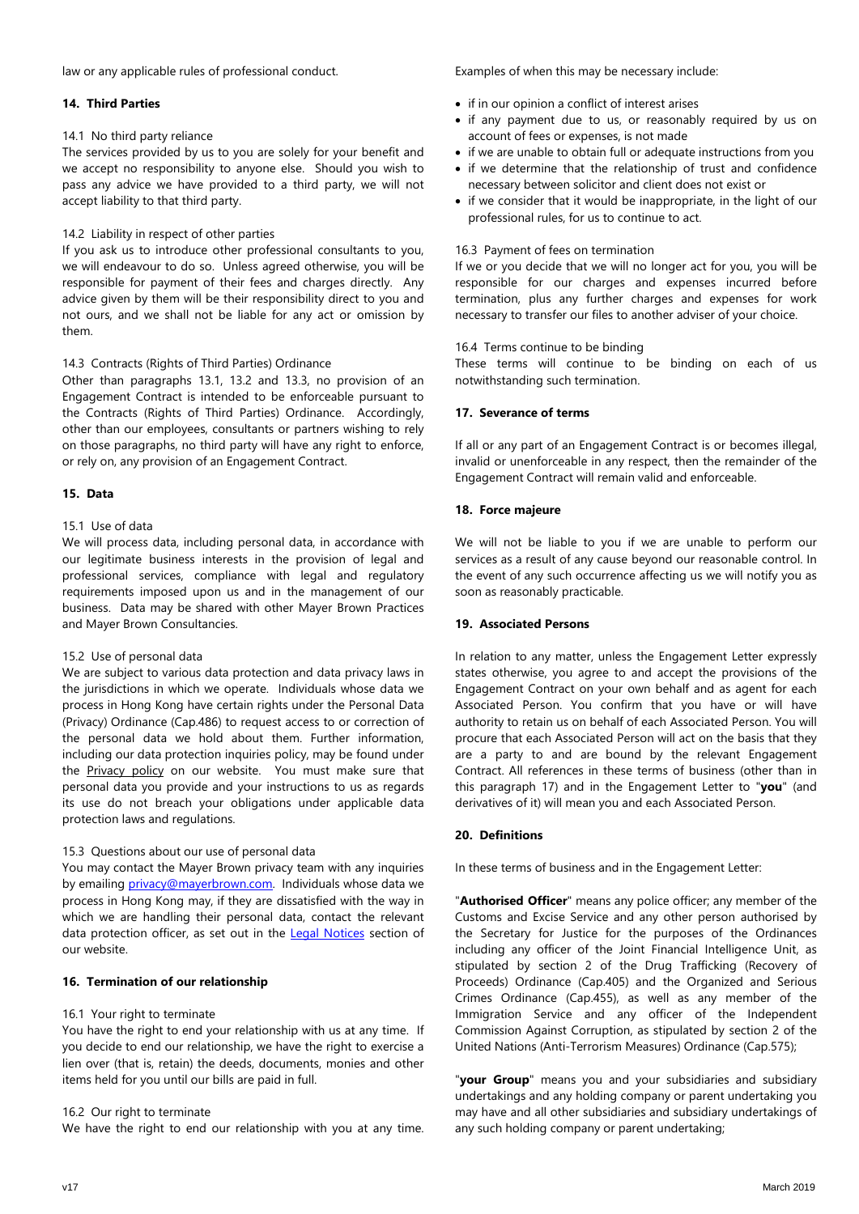law or any applicable rules of professional conduct.

## 14. Third Parties

14.1 No third party reliance

The services provided by us to you are solely for your benefit and we accept no responsibility to anyone else. Should you wish to pass any advice we have provided to a third party, we will not accept liability to that third party.

14.2 Liability in respect of other parties

If you ask us to introduce other professional consultants to you, we will endeavour to do so. Unless agreed otherwise, you will be responsible for payment of their fees and charges directly. Any advice given by them will be their responsibility direct to you and not ours, and we shall not be liable for any act or omission by them.

14.3 Contracts (Rights of Third Parties) Ordinance

Other than paragraphs 13.1, 13.2 and 13.3, no provision of an Engagement Contract is intended to be enforceable pursuant to the Contracts (Rights of Third Parties) Ordinance. Accordingly, other than our employees, consultants or partners wishing to rely on those paragraphs, no third party will have any right to enforce, or rely on, any provision of an Engagement Contract.

## 15. Data

15.1 Use of data

We will process data, including personal data, in accordance with our legitimate business interests in the provision of legal and professional services, compliance with legal and regulatory requirements imposed upon us and in the management of our business. Data may be shared with other Mayer Brown Practices and Mayer Brown Consultancies.

15.2 Use of personal data

We are subject to various data protection and data privacy laws in the jurisdictions in which we operate. Individuals whose data we process in Hong Kong have certain rights under the Personal Data (Privacy) Ordinance (Cap.486) to request access to or correction of the personal data we hold about them. Further information, including our data protection inquiries policy, may be found under the Privacy policy on our website. You must make sure that personal data you provide and your instructions to us as regards its use do not breach your obligations under applicable data protection laws and regulations.

15.3 Questions about our use of personal data

You may contact the Mayer Brown privacy team with any inquiries by emailing privacy@mayerbrown.com. Individuals whose data we process in Hong Kong may, if they are dissatisfied with the way in which we are handling their personal data, contact the relevant data protection officer, as set out in the Legal Notices section of our website.

## 16. Termination of our relationship

16.1 Your right to terminate

You have the right to end your relationship with us at any time. If you decide to end our relationship, we have the right to exercise a lien over (that is, retain) the deeds, documents, monies and other items held for you until our bills are paid in full.

16.2 Our right to terminate

We have the right to end our relationship with you at any time. Examples of when this may be necessary include:

- if in our opinion a conflict of interest arises
- if any payment due to us, or reasonably required by us on account of fees or expenses, is not made
- if we are unable to obtain full or adequate instructions from you
- if we determine that the relationship of trust and confidence necessary between solicitor and client does not exist or
- if we consider that it would be inappropriate, in the light of our professional rules, for us to continue to act.

16.3 Payment of fees on termination

If we or you decide that we will no longer act for you, you will be responsible for our charges and expenses incurred before termination, plus any further charges and expenses for work necessary to transfer our files to another adviser of your choice.

16.4 Terms continue to be binding

These terms will continue to be binding on each of us notwithstanding such termination.

## 17. Severance of terms

If all or any part of an Engagement Contract is or becomes illegal, invalid or unenforceable in any respect, then the remainder of the Engagement Contract will remain valid and enforceable.

## 18. Force majeure

We will not be liable to you if we are unable to perform our services as a result of any cause beyond our reasonable control. In the event of any such occurrence affecting us we will notify you as soon as reasonably practicable.

## 19. Associated Persons

In relation to any matter, unless the Engagement Letter expressly states otherwise, you agree to and accept the provisions of the Engagement Contract on your own behalf and as agent for each Associated Person. You confirm that you have or will have authority to retain us on behalf of each Associated Person. You will procure that each Associated Person will act on the basis that they are a party to and are bound by the relevant Engagement Contract. All references in these terms of business (other than in this paragraph 17) and in the Engagement Letter to "**you**" (and derivatives of it) will mean you and each Associated Person.

## 20. Definitions

In these terms of business and in the Engagement Letter:

"**Authorised Officer**" means any police officer; any member of the Customs and Excise Service and any other person authorised by the Secretary for Justice for the purposes of the Ordinances including any officer of the Joint Financial Intelligence Unit, as stipulated by section 2 of the Drug Trafficking (Recovery of Proceeds) Ordinance (Cap.405) and the Organized and Serious Crimes Ordinance (Cap.455), as well as any member of the Immigration Service and any officer of the Independent Commission Against Corruption, as stipulated by section 2 of the United Nations (Anti-Terrorism Measures) Ordinance (Cap.575);

"**your Group**" means you and your subsidiaries and subsidiary undertakings and any holding company or parent undertaking you may have and all other subsidiaries and subsidiary undertakings of any such holding company or parent undertaking;

v17 March 2019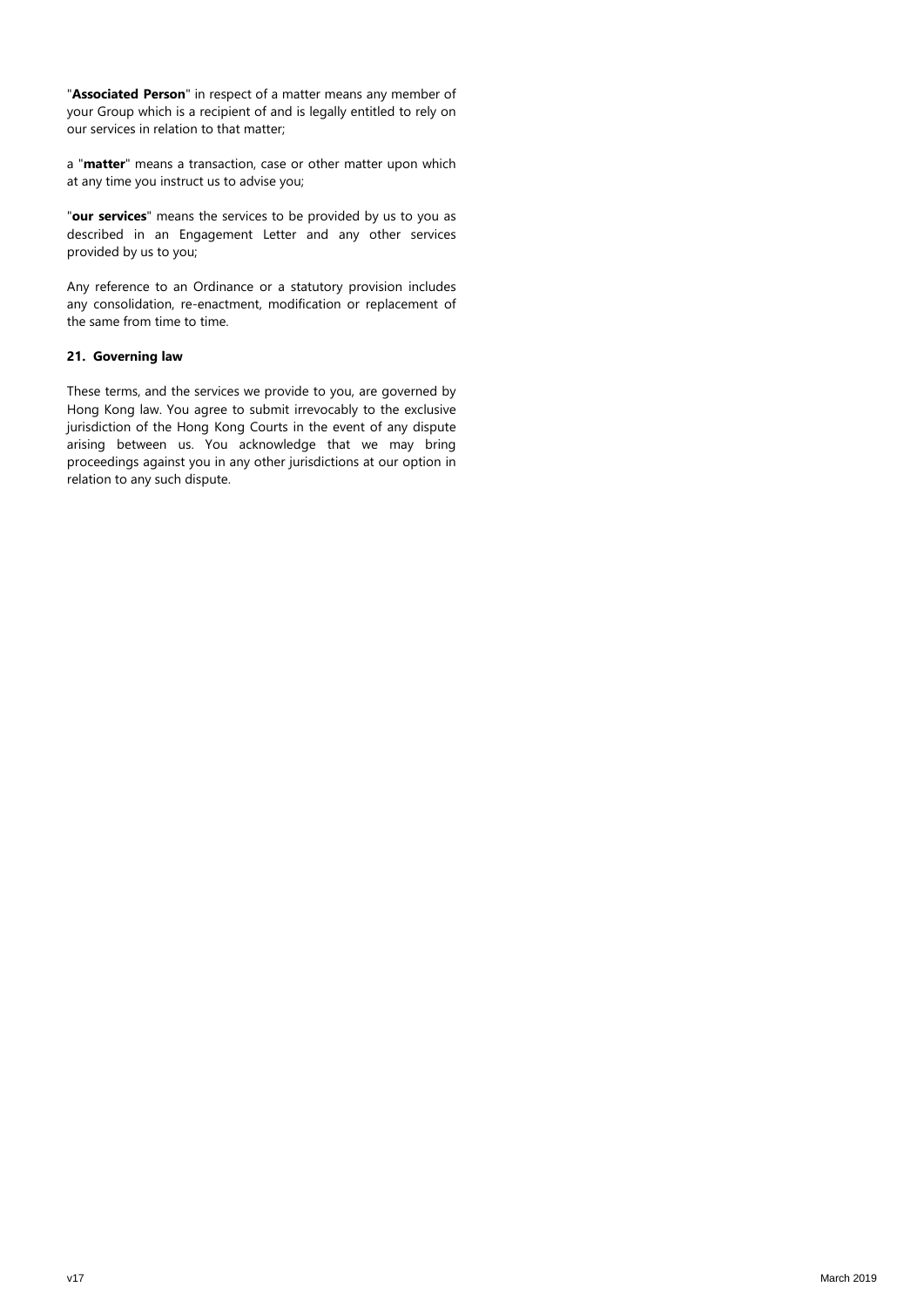"**Associated Person**" in respect of a matter means any member of your Group which is a recipient of and is legally entitled to rely on our services in relation to that matter;

a "**matter**" means a transaction, case or other matter upon which at any time you instruct us to advise you;

"**our services**" means the services to be provided by us to you as described in an Engagement Letter and any other services provided by us to you;

Any reference to an Ordinance or a statutory provision includes any consolidation, re-enactment, modification or replacement of the same from time to time.

### 21. Governing law

These terms, and the services we provide to you, are governed by Hong Kong law. You agree to submit irrevocably to the exclusive jurisdiction of the Hong Kong Courts in the event of any dispute arising between us. You acknowledge that we may bring proceedings against you in any other jurisdictions at our option in relation to any such dispute.